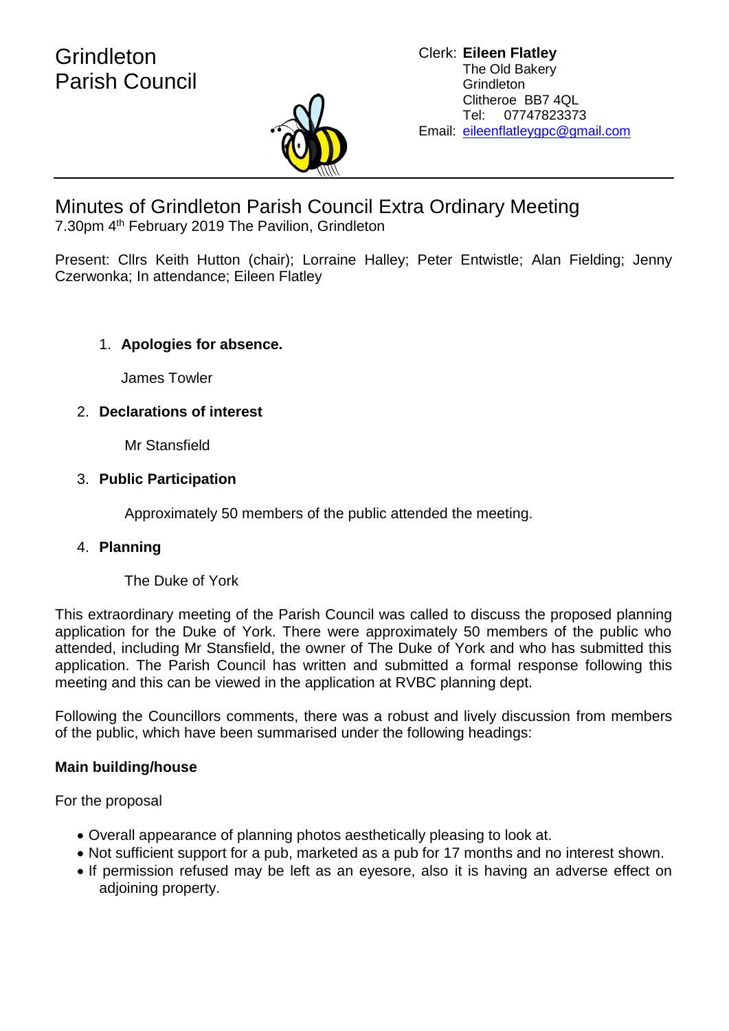Grindleton
Parish Council

Clerk: **Eileen Flatley**
The Old Bakery
Grindleton
Clitheroe BB7 4QL
Tel: 07747823373
Email: eileenflatleygpc@gmail.com

# Minutes of Grindleton Parish Council Extra Ordinary Meeting

7.30pm 4th February 2019 The Pavilion, Grindleton

Present: Cllrs Keith Hutton (chair); Lorraine Halley; Peter Entwistle; Alan Fielding; Jenny Czerwonka; In attendance; Eileen Flatley

1. **Apologies for absence.**

   James Towler

2. **Declarations of interest**

   Mr Stansfield

3. **Public Participation**

   Approximately 50 members of the public attended the meeting.

4. **Planning**

   The Duke of York

This extraordinary meeting of the Parish Council was called to discuss the proposed planning application for the Duke of York. There were approximately 50 members of the public who attended, including Mr Stansfield, the owner of The Duke of York and who has submitted this application. The Parish Council has written and submitted a formal response following this meeting and this can be viewed in the application at RVBC planning dept.

Following the Councillors comments, there was a robust and lively discussion from members of the public, which have been summarised under the following headings:

**Main building/house**

For the proposal

- Overall appearance of planning photos aesthetically pleasing to look at.
- Not sufficient support for a pub, marketed as a pub for 17 months and no interest shown.
- If permission refused may be left as an eyesore, also it is having an adverse effect on adjoining property.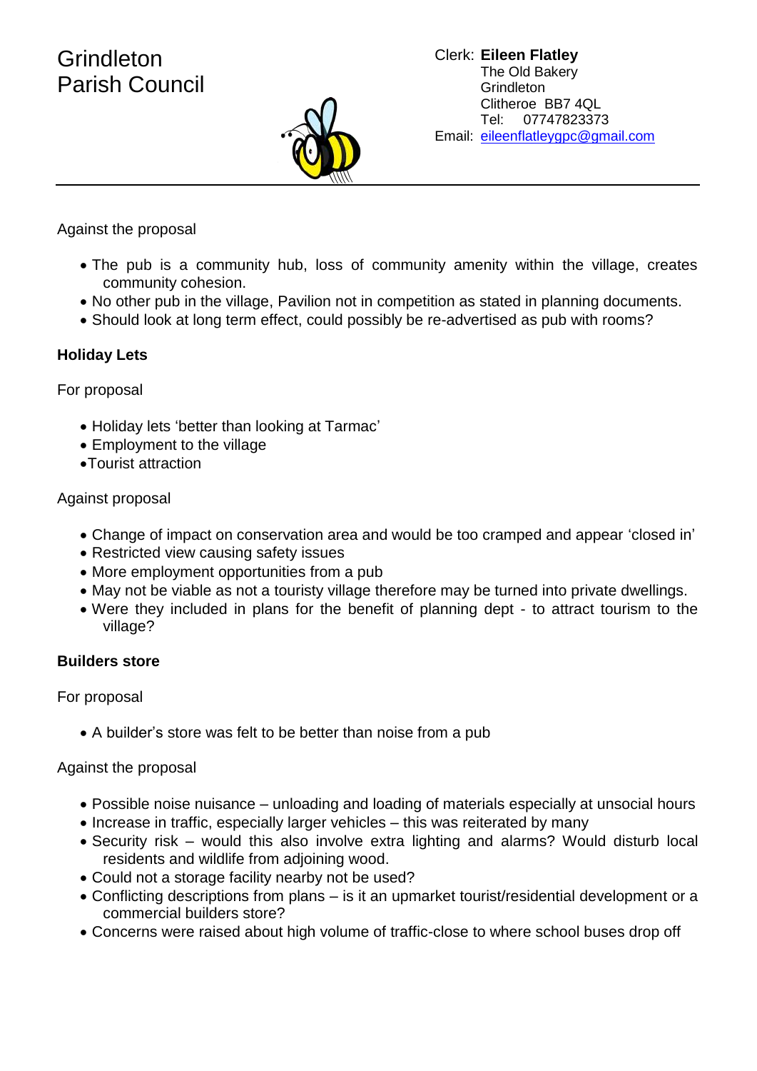Grindleton
Parish Council

Clerk: **Eileen Flatley**
The Old Bakery
Grindleton
Clitheroe BB7 4QL
Tel: 07747823373
Email: eileenflatleygpc@gmail.com

---

Against the proposal

- The pub is a community hub, loss of community amenity within the village, creates community cohesion.
- No other pub in the village, Pavilion not in competition as stated in planning documents.
- Should look at long term effect, could possibly be re-advertised as pub with rooms?

**Holiday Lets**

For proposal

- Holiday lets 'better than looking at Tarmac'
- Employment to the village
- Tourist attraction

Against proposal

- Change of impact on conservation area and would be too cramped and appear 'closed in'
- Restricted view causing safety issues
- More employment opportunities from a pub
- May not be viable as not a touristy village therefore may be turned into private dwellings.
- Were they included in plans for the benefit of planning dept - to attract tourism to the village?

**Builders store**

For proposal

- A builder's store was felt to be better than noise from a pub

Against the proposal

- Possible noise nuisance – unloading and loading of materials especially at unsocial hours
- Increase in traffic, especially larger vehicles – this was reiterated by many
- Security risk – would this also involve extra lighting and alarms? Would disturb local residents and wildlife from adjoining wood.
- Could not a storage facility nearby not be used?
- Conflicting descriptions from plans – is it an upmarket tourist/residential development or a commercial builders store?
- Concerns were raised about high volume of traffic-close to where school buses drop off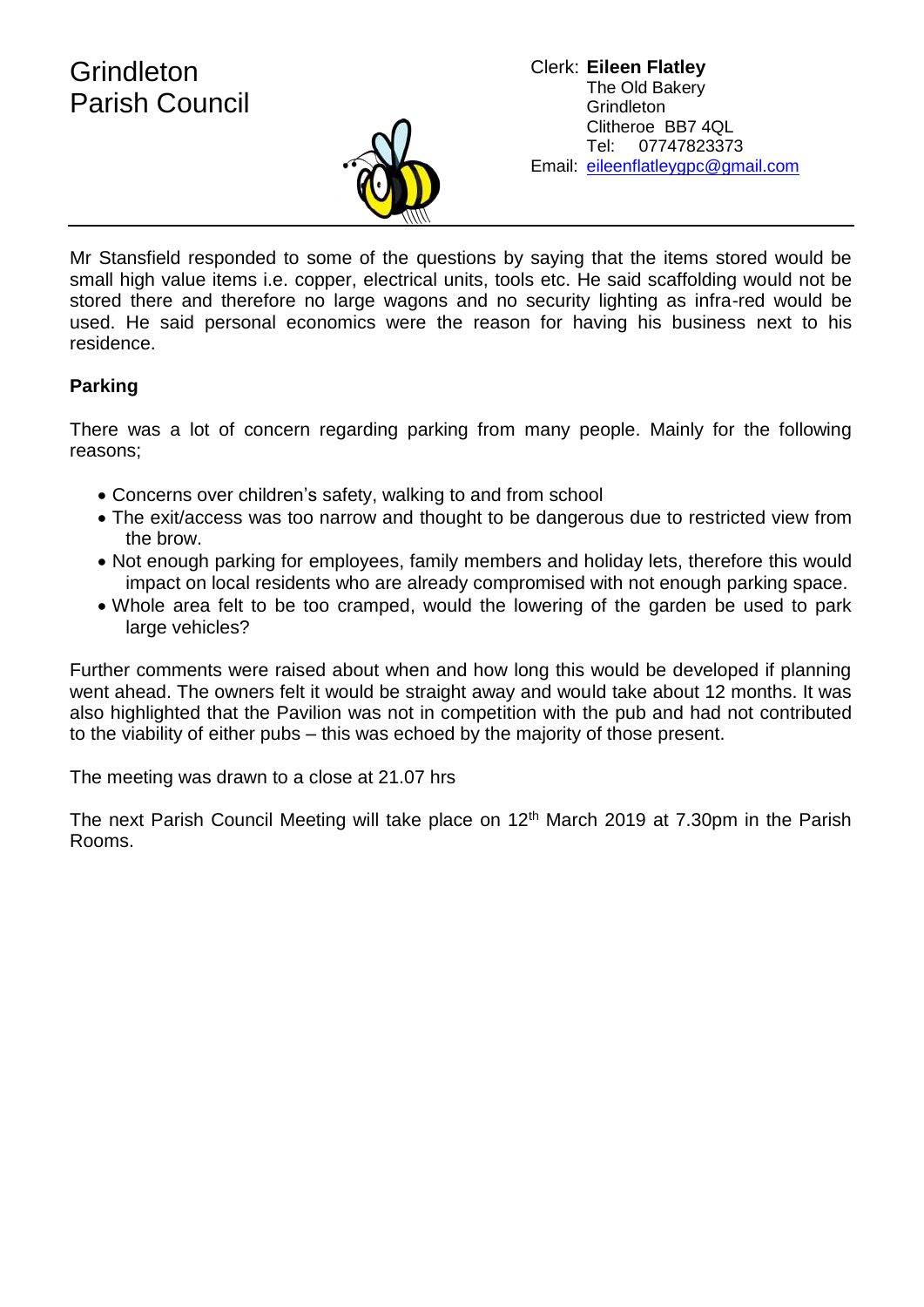Grindleton
Parish Council

Clerk: **Eileen Flatley**
The Old Bakery
Grindleton
Clitheroe BB7 4QL
Tel: 07747823373
Email: eileenflatleygpc@gmail.com

Mr Stansfield responded to some of the questions by saying that the items stored would be small high value items i.e. copper, electrical units, tools etc. He said scaffolding would not be stored there and therefore no large wagons and no security lighting as infra-red would be used. He said personal economics were the reason for having his business next to his residence.

**Parking**

There was a lot of concern regarding parking from many people. Mainly for the following reasons;

- Concerns over children's safety, walking to and from school
- The exit/access was too narrow and thought to be dangerous due to restricted view from the brow.
- Not enough parking for employees, family members and holiday lets, therefore this would impact on local residents who are already compromised with not enough parking space.
- Whole area felt to be too cramped, would the lowering of the garden be used to park large vehicles?

Further comments were raised about when and how long this would be developed if planning went ahead. The owners felt it would be straight away and would take about 12 months. It was also highlighted that the Pavilion was not in competition with the pub and had not contributed to the viability of either pubs – this was echoed by the majority of those present.

The meeting was drawn to a close at 21.07 hrs

The next Parish Council Meeting will take place on 12th March 2019 at 7.30pm in the Parish Rooms.